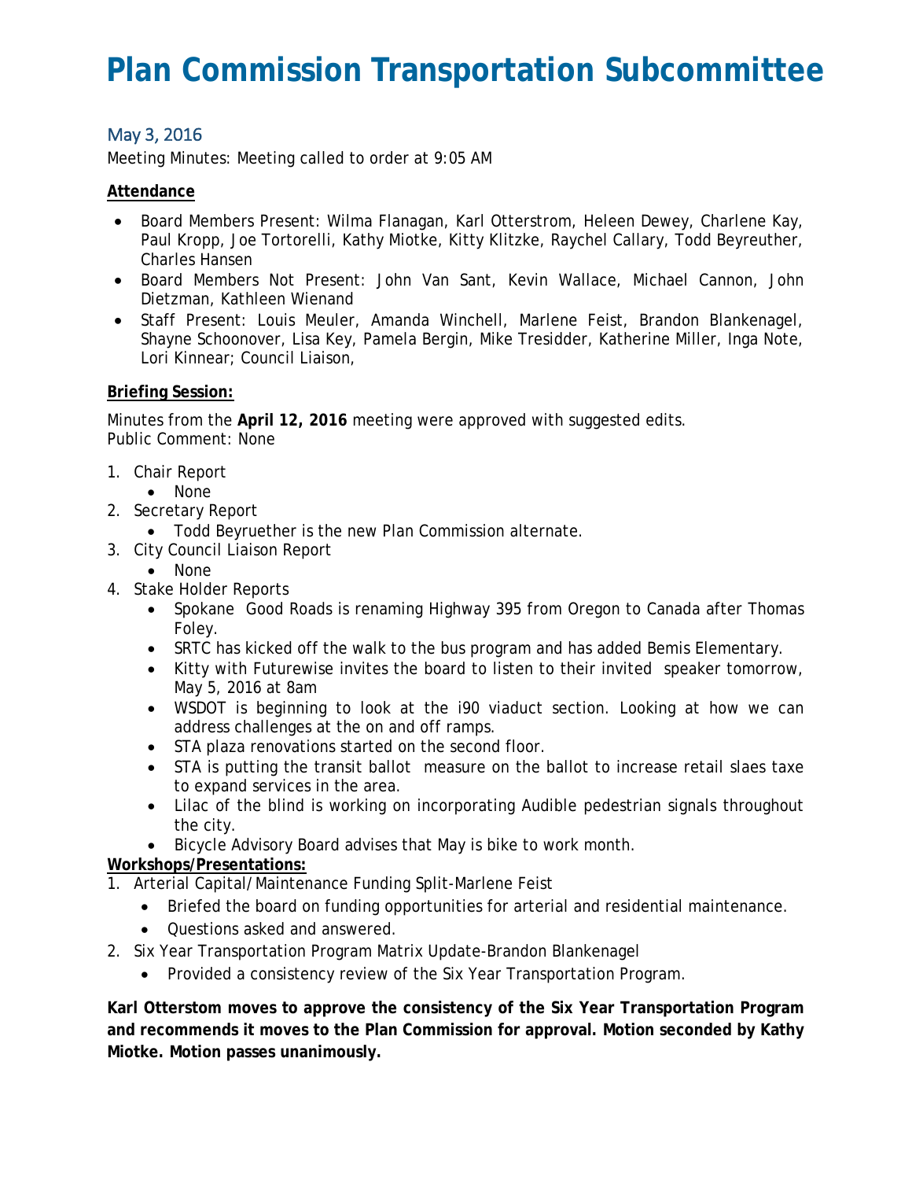# Plan Commission Transportation Subcommittee

## May 3, 2016

Meeting Minutes: Meeting called to order at 9:05 AM

**Attendance**

- Board Members Present: Wilma Flanagan, Karl Otterstrom, Heleen Dewey, Charlene Kay, Paul Kropp, Joe Tortorelli, Kathy Miotke, Kitty Klitzke, Raychel Callary, Todd Beyreuther, Charles Hansen
- Board Members Not Present: John Van Sant, Kevin Wallace, Michael Cannon, John Dietzman, Kathleen Wienand
- Staff Present: Louis Meuler, Amanda Winchell, Marlene Feist, Brandon Blankenagel, Shayne Schoonover, Lisa Key, Pamela Bergin, Mike Tresidder, Katherine Miller, Inga Note, Lori Kinnear; Council Liaison,

**Briefing Session:**

Minutes from the **April 12, 2016** meeting were approved with suggested edits.
Public Comment: None

1. Chair Report
   - None
2. Secretary Report
   - Todd Beyruether is the new Plan Commission alternate.
3. City Council Liaison Report
   - None
4. Stake Holder Reports
   - Spokane Good Roads is renaming Highway 395 from Oregon to Canada after Thomas Foley.
   - SRTC has kicked off the walk to the bus program and has added Bemis Elementary.
   - Kitty with Futurewise invites the board to listen to their invited speaker tomorrow, May 5, 2016 at 8am
   - WSDOT is beginning to look at the i90 viaduct section. Looking at how we can address challenges at the on and off ramps.
   - STA plaza renovations started on the second floor.
   - STA is putting the transit ballot measure on the ballot to increase retail slaes taxe to expand services in the area.
   - Lilac of the blind is working on incorporating Audible pedestrian signals throughout the city.
   - Bicycle Advisory Board advises that May is bike to work month.

**Workshops/Presentations:**

1. Arterial Capital/Maintenance Funding Split-Marlene Feist
   - Briefed the board on funding opportunities for arterial and residential maintenance.
   - Questions asked and answered.
2. Six Year Transportation Program Matrix Update-Brandon Blankenagel
   - Provided a consistency review of the Six Year Transportation Program.

**Karl Otterstom moves to approve the consistency of the Six Year Transportation Program and recommends it moves to the Plan Commission for approval. Motion seconded by Kathy Miotke. Motion passes unanimously.**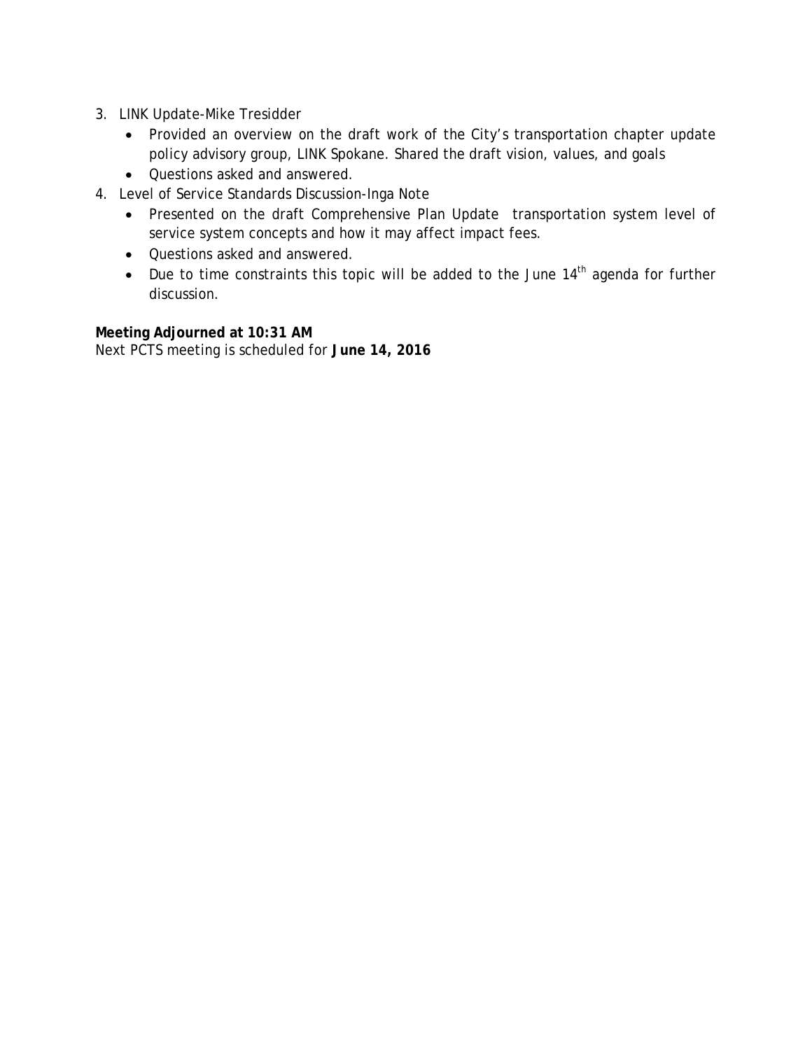3. LINK Update-Mike Tresidder
   - Provided an overview on the draft work of the City's transportation chapter update policy advisory group, LINK Spokane. Shared the draft vision, values, and goals
   - Questions asked and answered.
4. Level of Service Standards Discussion-Inga Note
   - Presented on the draft Comprehensive Plan Update transportation system level of service system concepts and how it may affect impact fees.
   - Questions asked and answered.
   - Due to time constraints this topic will be added to the June 14th agenda for further discussion.

**Meeting Adjourned at 10:31 AM**
Next PCTS meeting is scheduled for **June 14, 2016**